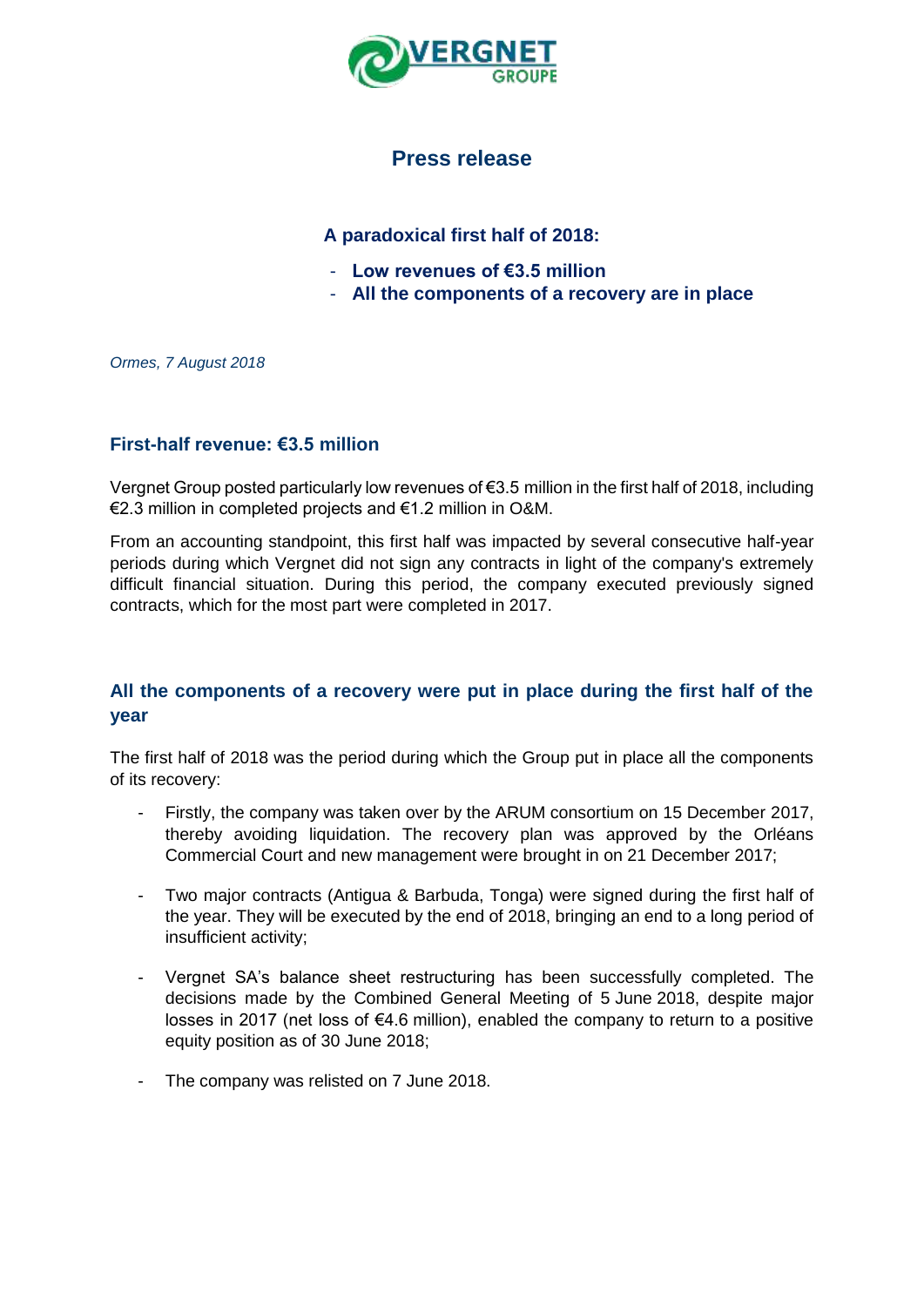# Press release

### A paradoxical first half of 2018:

- **Low revenues of €3.5 million**
- **All the components of a recovery are in place**

*Ormes, 7 August 2018*

## First-half revenue: €3.5 million

Vergnet Group posted particularly low revenues of €3.5 million in the first half of 2018, including €2.3 million in completed projects and €1.2 million in O&M.

From an accounting standpoint, this first half was impacted by several consecutive half-year periods during which Vergnet did not sign any contracts in light of the company's extremely difficult financial situation. During this period, the company executed previously signed contracts, which for the most part were completed in 2017.

## All the components of a recovery were put in place during the first half of the year

The first half of 2018 was the period during which the Group put in place all the components of its recovery:

- Firstly, the company was taken over by the ARUM consortium on 15 December 2017, thereby avoiding liquidation. The recovery plan was approved by the Orléans Commercial Court and new management were brought in on 21 December 2017;
- Two major contracts (Antigua & Barbuda, Tonga) were signed during the first half of the year. They will be executed by the end of 2018, bringing an end to a long period of insufficient activity;
- Vergnet SA's balance sheet restructuring has been successfully completed. The decisions made by the Combined General Meeting of 5 June 2018, despite major losses in 2017 (net loss of €4.6 million), enabled the company to return to a positive equity position as of 30 June 2018;
- The company was relisted on 7 June 2018.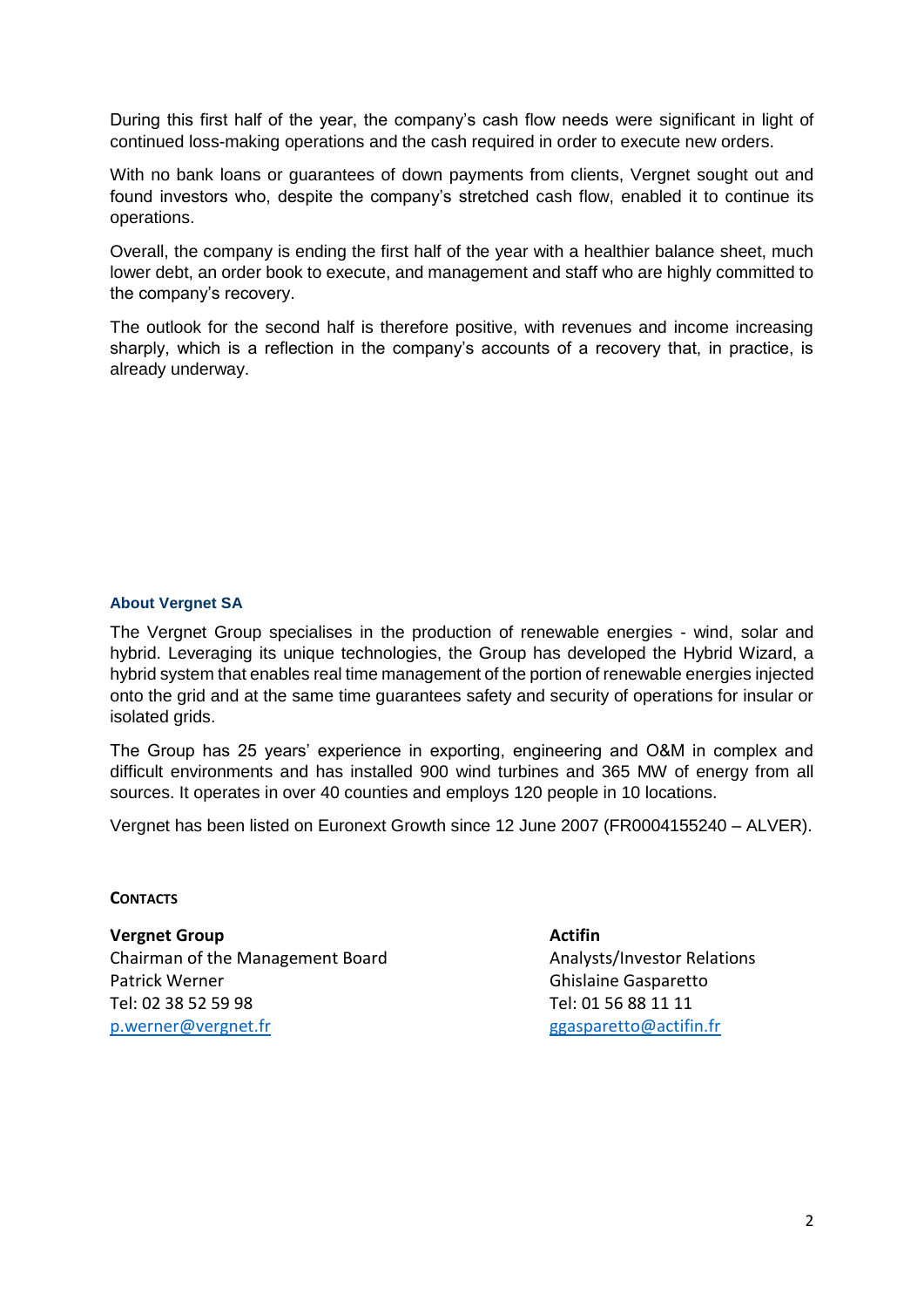During this first half of the year, the company's cash flow needs were significant in light of continued loss-making operations and the cash required in order to execute new orders.

With no bank loans or guarantees of down payments from clients, Vergnet sought out and found investors who, despite the company's stretched cash flow, enabled it to continue its operations.

Overall, the company is ending the first half of the year with a healthier balance sheet, much lower debt, an order book to execute, and management and staff who are highly committed to the company's recovery.

The outlook for the second half is therefore positive, with revenues and income increasing sharply, which is a reflection in the company's accounts of a recovery that, in practice, is already underway.

### About Vergnet SA

The Vergnet Group specialises in the production of renewable energies - wind, solar and hybrid. Leveraging its unique technologies, the Group has developed the Hybrid Wizard, a hybrid system that enables real time management of the portion of renewable energies injected onto the grid and at the same time guarantees safety and security of operations for insular or isolated grids.

The Group has 25 years' experience in exporting, engineering and O&M in complex and difficult environments and has installed 900 wind turbines and 365 MW of energy from all sources. It operates in over 40 counties and employs 120 people in 10 locations.

Vergnet has been listed on Euronext Growth since 12 June 2007 (FR0004155240 – ALVER).

**CONTACTS**

**Vergnet Group**
Chairman of the Management Board
Patrick Werner
Tel: 02 38 52 59 98
p.werner@vergnet.fr

**Actifin**
Analysts/Investor Relations
Ghislaine Gasparetto
Tel: 01 56 88 11 11
ggasparetto@actifin.fr